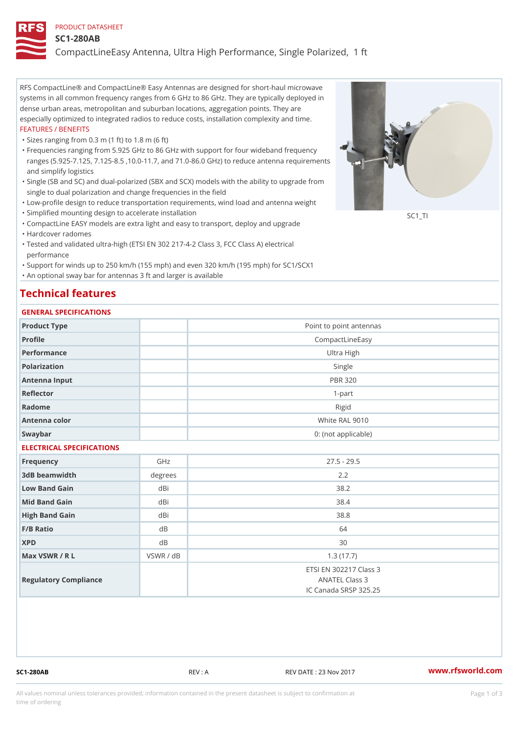PRODUCT DATASHEET

# SC1-280AB

## CompactLineEasy Antenna, Ultra High Performance, Single Polarized, 1 ft

RFS CompactLine® and CompactLine® Easy Antennas are designed for short-haul microwave systems in all common frequency ranges from 6 GHz to 86 GHz. They are typically deployed in dense urban areas, metropolitan and suburban locations, aggregation points. They are especially optimized to integrated radios to reduce costs, installation complexity and time.

FEATURES / BENEFITS

- Sizes ranging from 0.3 m (1 ft) to 1.8 m (6 ft)
- Frequencies ranging from 5.925 GHz to 86 GHz with support for four wideband frequency ranges (5.925-7.125, 7.125-8.5 ,10.0-11.7, and 71.0-86.0 GHz) to reduce antenna requirements and simplify logistics
- Single (SB and SC) and dual-polarized (SBX and SCX) models with the ability to upgrade from single to dual polarization and change frequencies in the field
- Low-profile design to reduce transportation requirements, wind load and antenna weight
- Simplified mounting design to accelerate installation
- CompactLine EASY models are extra light and easy to transport, deploy and upgrade
- Hardcover radomes
- Tested and validated ultra-high (ETSI EN 302 217-4-2 Class 3, FCC Class A) electrical performance
- Support for winds up to 250 km/h (155 mph) and even 320 km/h (195 mph) for SC1/SCX1
- An optional sway bar for antennas 3 ft and larger is available

SC1_TI

## Technical features

### GENERAL SPECIFICATIONS

| | | |
|---|---|---|
| Product Type | | Point to point antennas |
| Profile | | CompactLineEasy |
| Performance | | Ultra High |
| Polarization | | Single |
| Antenna Input | | PBR 320 |
| Reflector | | 1-part |
| Radome | | Rigid |
| Antenna color | | White RAL 9010 |
| Swaybar | | 0: (not applicable) |

### ELECTRICAL SPECIFICATIONS

| | | |
|---|---|---|
| Frequency | GHz | 27.5 - 29.5 |
| 3dB beamwidth | degrees | 2.2 |
| Low Band Gain | dBi | 38.2 |
| Mid Band Gain | dBi | 38.4 |
| High Band Gain | dBi | 38.8 |
| F/B Ratio | dB | 64 |
| XPD | dB | 30 |
| Max VSWR / R L | VSWR / dB | 1.3 (17.7) |
| Regulatory Compliance | | ETSI EN 302217 Class 3<br>ANATEL Class 3<br>IC Canada SRSP 325.25 |

SC1-280AB REV : A REV DATE : 23 Nov 2017 www.rfsworld.com

All values nominal unless tolerances provided; information contained in the present datasheet is subject to confirmation at time of ordering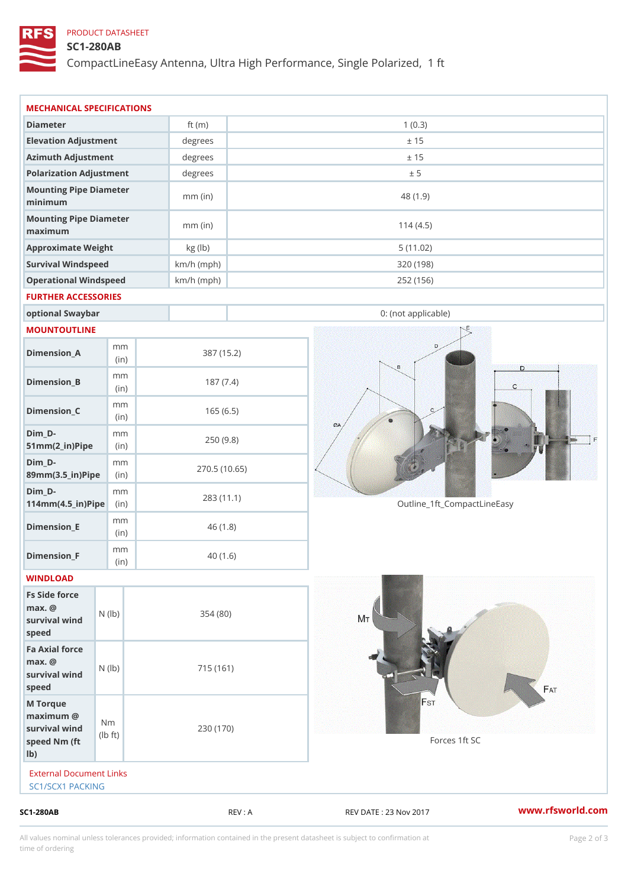PRODUCT DATASHEET

# SC1-280AB

CompactLineEasy Antenna, Ultra High Performance, Single Polarized, 1 ft

## MECHANICAL SPECIFICATIONS

| | | |
|---|---|---|
| Diameter | ft (m) | 1 (0.3) |
| Elevation Adjustment | degrees | ± 15 |
| Azimuth Adjustment | degrees | ± 15 |
| Polarization Adjustment | degrees | ± 5 |
| Mounting Pipe Diameter minimum | mm (in) | 48 (1.9) |
| Mounting Pipe Diameter maximum | mm (in) | 114 (4.5) |
| Approximate Weight | kg (lb) | 5 (11.02) |
| Survival Windspeed | km/h (mph) | 320 (198) |
| Operational Windspeed | km/h (mph) | 252 (156) |

## FURTHER ACCESSORIES

| | | |
|---|---|---|
| optional Swaybar | | 0: (not applicable) |

## MOUNTOUTLINE

| | | |
|---|---|---|
| Dimension_A | mm (in) | 387 (15.2) |
| Dimension_B | mm (in) | 187 (7.4) |
| Dimension_C | mm (in) | 165 (6.5) |
| Dim_D-51mm(2_in)Pipe | mm (in) | 250 (9.8) |
| Dim_D-89mm(3.5_in)Pipe | mm (in) | 270.5 (10.65) |
| Dim_D-114mm(4.5_in)Pipe | mm (in) | 283 (11.1) |
| Dimension_E | mm (in) | 46 (1.8) |
| Dimension_F | mm (in) | 40 (1.6) |

Outline_1ft_CompactLineEasy

## WINDLOAD

| | | |
|---|---|---|
| Fs Side force max. @ survival wind speed | N (lb) | 354 (80) |
| Fa Axial force max. @ survival wind speed | N (lb) | 715 (161) |
| M Torque maximum @ survival wind speed Nm (ft lb) | Nm (lb ft) | 230 (170) |

Forces 1ft SC

External Document Links

SC1/SCX1 PACKING

SC1-280AB REV : A REV DATE : 23 Nov 2017 www.rfsworld.com

All values nominal unless tolerances provided; information contained in the present datasheet is subject to confirmation at time of ordering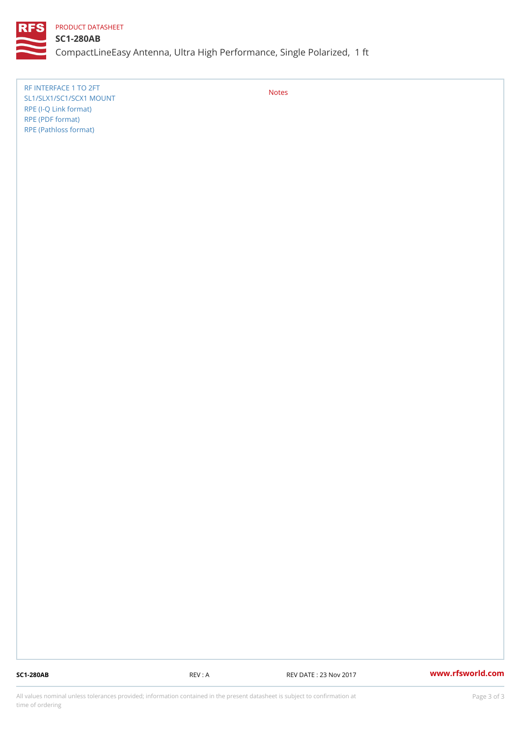RF INTERFACE 1 TO 2FT
SL1/SLX1/SC1/SCX1 MOUNT
RPE (I-Q Link format)
RPE (PDF format)
RPE (Pathloss format)

Notes